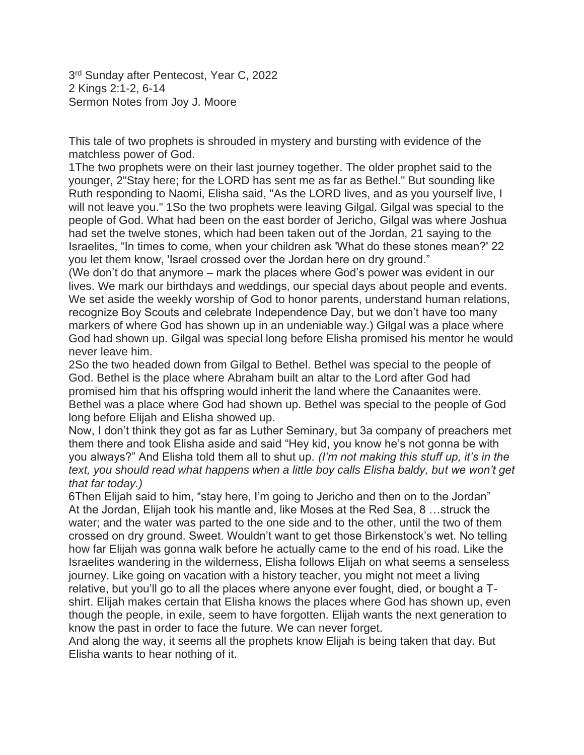3rd Sunday after Pentecost, Year C, 2022
2 Kings 2:1-2, 6-14
Sermon Notes from Joy J. Moore

This tale of two prophets is shrouded in mystery and bursting with evidence of the matchless power of God.

1The two prophets were on their last journey together. The older prophet said to the younger, 2"Stay here; for the LORD has sent me as far as Bethel." But sounding like Ruth responding to Naomi, Elisha said, "As the LORD lives, and as you yourself live, I will not leave you." 1So the two prophets were leaving Gilgal. Gilgal was special to the people of God. What had been on the east border of Jericho, Gilgal was where Joshua had set the twelve stones, which had been taken out of the Jordan, 21 saying to the Israelites, "In times to come, when your children ask 'What do these stones mean?' 22 you let them know, 'Israel crossed over the Jordan here on dry ground."

(We don't do that anymore – mark the places where God's power was evident in our lives. We mark our birthdays and weddings, our special days about people and events. We set aside the weekly worship of God to honor parents, understand human relations, recognize Boy Scouts and celebrate Independence Day, but we don't have too many markers of where God has shown up in an undeniable way.) Gilgal was a place where God had shown up. Gilgal was special long before Elisha promised his mentor he would never leave him.

2So the two headed down from Gilgal to Bethel. Bethel was special to the people of God. Bethel is the place where Abraham built an altar to the Lord after God had promised him that his offspring would inherit the land where the Canaanites were. Bethel was a place where God had shown up. Bethel was special to the people of God long before Elijah and Elisha showed up.

Now, I don't think they got as far as Luther Seminary, but 3a company of preachers met them there and took Elisha aside and said "Hey kid, you know he's not gonna be with you always?" And Elisha told them all to shut up. *(I'm not making this stuff up, it's in the text, you should read what happens when a little boy calls Elisha baldy, but we won't get that far today.)*

6Then Elijah said to him, "stay here, I'm going to Jericho and then on to the Jordan" At the Jordan, Elijah took his mantle and, like Moses at the Red Sea, 8 …struck the water; and the water was parted to the one side and to the other, until the two of them crossed on dry ground. Sweet. Wouldn't want to get those Birkenstock's wet. No telling how far Elijah was gonna walk before he actually came to the end of his road. Like the Israelites wandering in the wilderness, Elisha follows Elijah on what seems a senseless journey. Like going on vacation with a history teacher, you might not meet a living relative, but you'll go to all the places where anyone ever fought, died, or bought a T-shirt. Elijah makes certain that Elisha knows the places where God has shown up, even though the people, in exile, seem to have forgotten. Elijah wants the next generation to know the past in order to face the future. We can never forget.

And along the way, it seems all the prophets know Elijah is being taken that day. But Elisha wants to hear nothing of it.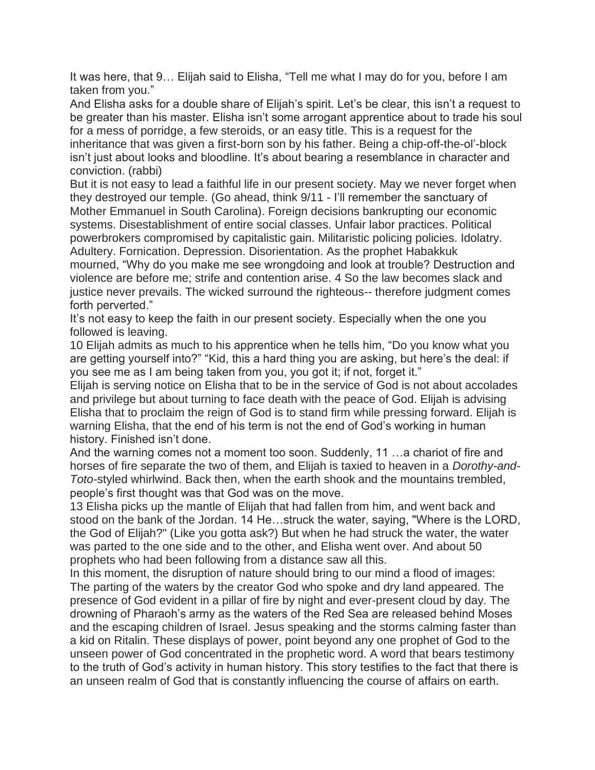It was here, that 9… Elijah said to Elisha, "Tell me what I may do for you, before I am taken from you."

And Elisha asks for a double share of Elijah's spirit. Let's be clear, this isn't a request to be greater than his master. Elisha isn't some arrogant apprentice about to trade his soul for a mess of porridge, a few steroids, or an easy title. This is a request for the inheritance that was given a first-born son by his father. Being a chip-off-the-ol'-block isn't just about looks and bloodline. It's about bearing a resemblance in character and conviction. (rabbi)

But it is not easy to lead a faithful life in our present society. May we never forget when they destroyed our temple. (Go ahead, think 9/11 - I'll remember the sanctuary of Mother Emmanuel in South Carolina). Foreign decisions bankrupting our economic systems. Disestablishment of entire social classes. Unfair labor practices. Political powerbrokers compromised by capitalistic gain. Militaristic policing policies. Idolatry. Adultery. Fornication. Depression. Disorientation. As the prophet Habakkuk mourned, "Why do you make me see wrongdoing and look at trouble? Destruction and violence are before me; strife and contention arise. 4 So the law becomes slack and justice never prevails. The wicked surround the righteous-- therefore judgment comes forth perverted."

It's not easy to keep the faith in our present society. Especially when the one you followed is leaving.

10 Elijah admits as much to his apprentice when he tells him, "Do you know what you are getting yourself into?" "Kid, this a hard thing you are asking, but here's the deal: if you see me as I am being taken from you, you got it; if not, forget it."

Elijah is serving notice on Elisha that to be in the service of God is not about accolades and privilege but about turning to face death with the peace of God. Elijah is advising Elisha that to proclaim the reign of God is to stand firm while pressing forward. Elijah is warning Elisha, that the end of his term is not the end of God's working in human history. Finished isn't done.

And the warning comes not a moment too soon. Suddenly, 11 …a chariot of fire and horses of fire separate the two of them, and Elijah is taxied to heaven in a *Dorothy-and-Toto*-styled whirlwind. Back then, when the earth shook and the mountains trembled, people's first thought was that God was on the move.

13 Elisha picks up the mantle of Elijah that had fallen from him, and went back and stood on the bank of the Jordan. 14 He…struck the water, saying, "Where is the LORD, the God of Elijah?" (Like you gotta ask?) But when he had struck the water, the water was parted to the one side and to the other, and Elisha went over. And about 50 prophets who had been following from a distance saw all this.

In this moment, the disruption of nature should bring to our mind a flood of images: The parting of the waters by the creator God who spoke and dry land appeared. The presence of God evident in a pillar of fire by night and ever-present cloud by day. The drowning of Pharaoh's army as the waters of the Red Sea are released behind Moses and the escaping children of Israel. Jesus speaking and the storms calming faster than a kid on Ritalin. These displays of power, point beyond any one prophet of God to the unseen power of God concentrated in the prophetic word. A word that bears testimony to the truth of God's activity in human history. This story testifies to the fact that there is an unseen realm of God that is constantly influencing the course of affairs on earth.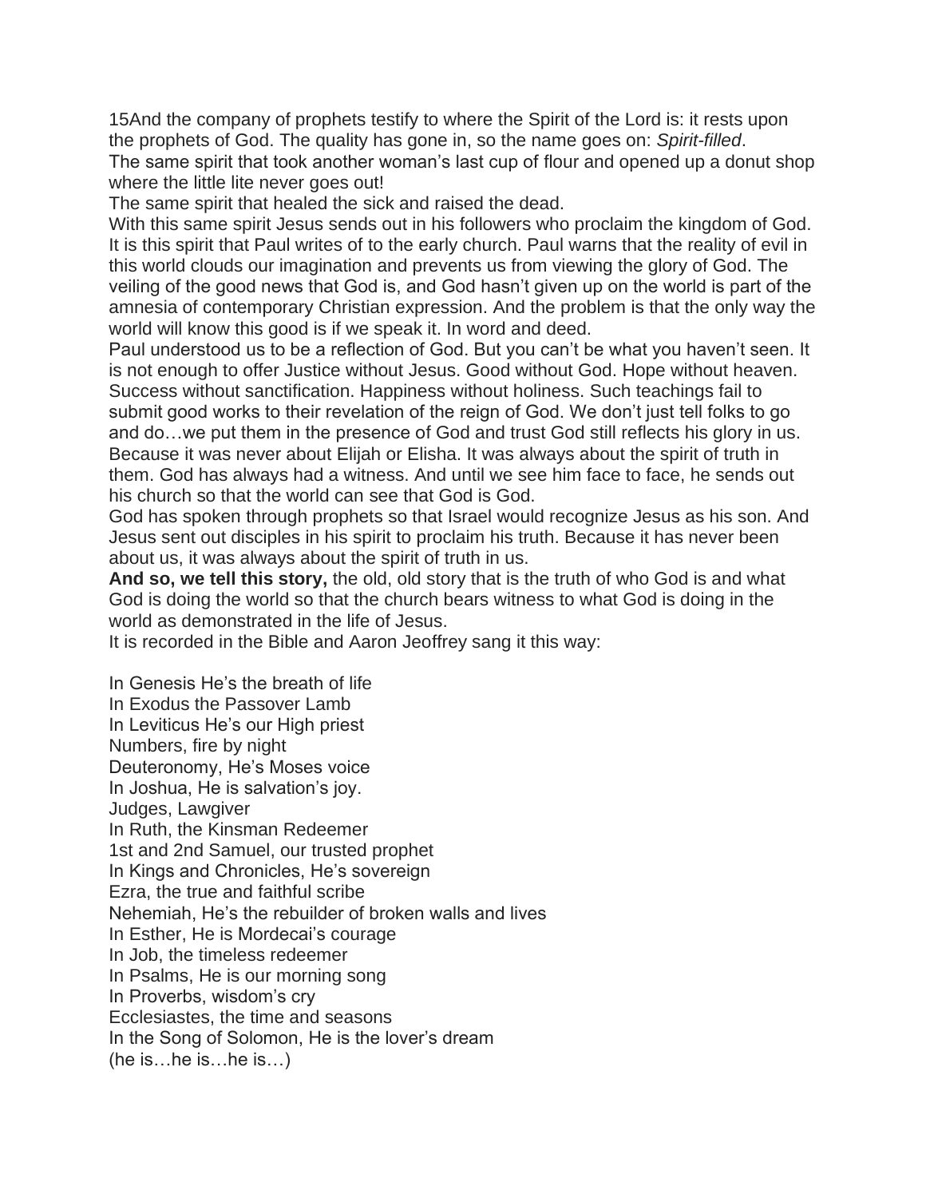15And the company of prophets testify to where the Spirit of the Lord is: it rests upon the prophets of God. The quality has gone in, so the name goes on: *Spirit-filled*.
The same spirit that took another woman's last cup of flour and opened up a donut shop where the little lite never goes out!
The same spirit that healed the sick and raised the dead.
With this same spirit Jesus sends out in his followers who proclaim the kingdom of God. It is this spirit that Paul writes of to the early church. Paul warns that the reality of evil in this world clouds our imagination and prevents us from viewing the glory of God. The veiling of the good news that God is, and God hasn't given up on the world is part of the amnesia of contemporary Christian expression. And the problem is that the only way the world will know this good is if we speak it. In word and deed.
Paul understood us to be a reflection of God. But you can't be what you haven't seen. It is not enough to offer Justice without Jesus. Good without God. Hope without heaven. Success without sanctification. Happiness without holiness. Such teachings fail to submit good works to their revelation of the reign of God. We don't just tell folks to go and do…we put them in the presence of God and trust God still reflects his glory in us. Because it was never about Elijah or Elisha. It was always about the spirit of truth in them. God has always had a witness. And until we see him face to face, he sends out his church so that the world can see that God is God.
God has spoken through prophets so that Israel would recognize Jesus as his son. And Jesus sent out disciples in his spirit to proclaim his truth. Because it has never been about us, it was always about the spirit of truth in us.
**And so, we tell this story,** the old, old story that is the truth of who God is and what God is doing the world so that the church bears witness to what God is doing in the world as demonstrated in the life of Jesus.
It is recorded in the Bible and Aaron Jeoffrey sang it this way:

In Genesis He's the breath of life
In Exodus the Passover Lamb
In Leviticus He's our High priest
Numbers, fire by night
Deuteronomy, He's Moses voice
In Joshua, He is salvation's joy.
Judges, Lawgiver
In Ruth, the Kinsman Redeemer
1st and 2nd Samuel, our trusted prophet
In Kings and Chronicles, He's sovereign
Ezra, the true and faithful scribe
Nehemiah, He's the rebuilder of broken walls and lives
In Esther, He is Mordecai's courage
In Job, the timeless redeemer
In Psalms, He is our morning song
In Proverbs, wisdom's cry
Ecclesiastes, the time and seasons
In the Song of Solomon, He is the lover's dream
(he is…he is…he is…)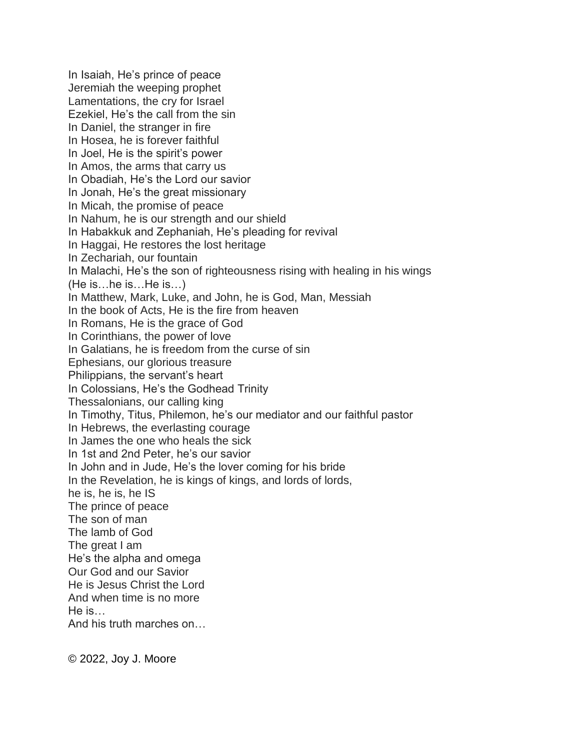In Isaiah, He's prince of peace
Jeremiah the weeping prophet
Lamentations, the cry for Israel
Ezekiel, He's the call from the sin
In Daniel, the stranger in fire
In Hosea, he is forever faithful
In Joel, He is the spirit's power
In Amos, the arms that carry us
In Obadiah, He's the Lord our savior
In Jonah, He's the great missionary
In Micah, the promise of peace
In Nahum, he is our strength and our shield
In Habakkuk and Zephaniah, He's pleading for revival
In Haggai, He restores the lost heritage
In Zechariah, our fountain
In Malachi, He's the son of righteousness rising with healing in his wings
(He is…he is…He is…)
In Matthew, Mark, Luke, and John, he is God, Man, Messiah
In the book of Acts, He is the fire from heaven
In Romans, He is the grace of God
In Corinthians, the power of love
In Galatians, he is freedom from the curse of sin
Ephesians, our glorious treasure
Philippians, the servant's heart
In Colossians, He's the Godhead Trinity
Thessalonians, our calling king
In Timothy, Titus, Philemon, he's our mediator and our faithful pastor
In Hebrews, the everlasting courage
In James the one who heals the sick
In 1st and 2nd Peter, he's our savior
In John and in Jude, He's the lover coming for his bride
In the Revelation, he is kings of kings, and lords of lords,
he is, he is, he IS
The prince of peace
The son of man
The lamb of God
The great I am
He's the alpha and omega
Our God and our Savior
He is Jesus Christ the Lord
And when time is no more
He is…
And his truth marches on…

© 2022, Joy J. Moore